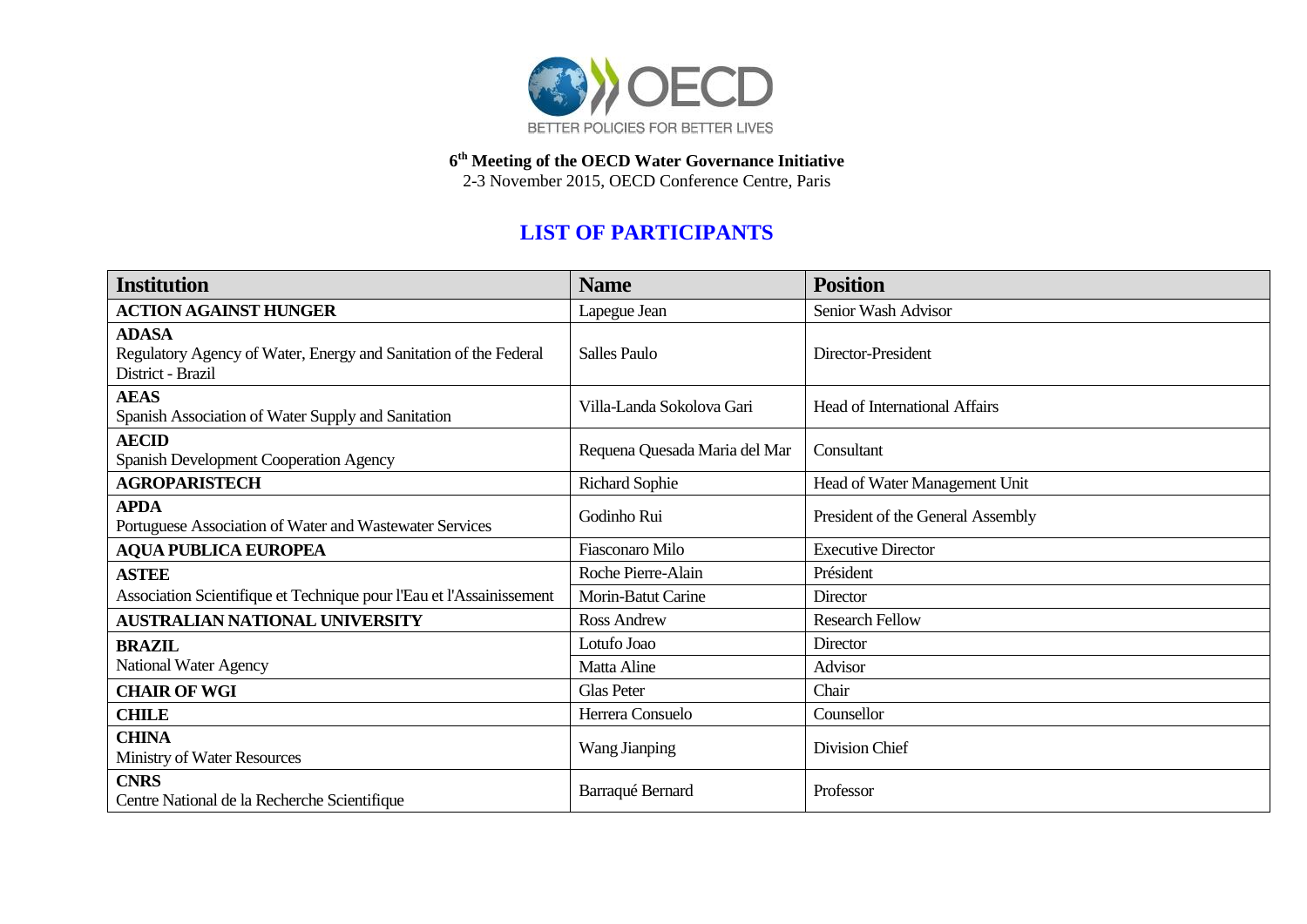6th Meeting of the OECD Water Governance Initiative

2-3 November 2015, OECD Conference Centre, Paris

## LIST OF PARTICIPANTS

| Institution | Name | Position |
|---|---|---|
| **ACTION AGAINST HUNGER** | Lapegue Jean | Senior Wash Advisor |
| **ADASA**<br>Regulatory Agency of Water, Energy and Sanitation of the Federal District - Brazil | Salles Paulo | Director-President |
| **AEAS**<br>Spanish Association of Water Supply and Sanitation | Villa-Landa Sokolova Gari | Head of International Affairs |
| **AECID**<br>Spanish Development Cooperation Agency | Requena Quesada Maria del Mar | Consultant |
| **AGROPARISTECH** | Richard Sophie | Head of Water Management Unit |
| **APDA**<br>Portuguese Association of Water and Wastewater Services | Godinho Rui | President of the General Assembly |
| **AQUA PUBLICA EUROPEA** | Fiasconaro Milo | Executive Director |
| **ASTEE**<br>Association Scientifique et Technique pour l'Eau et l'Assainissement | Roche Pierre-Alain | Président |
| | Morin-Batut Carine | Director |
| **AUSTRALIAN NATIONAL UNIVERSITY** | Ross Andrew | Research Fellow |
| **BRAZIL**<br>National Water Agency | Lotufo Joao | Director |
| | Matta Aline | Advisor |
| **CHAIR OF WGI** | Glas Peter | Chair |
| **CHILE** | Herrera Consuelo | Counsellor |
| **CHINA**<br>Ministry of Water Resources | Wang Jianping | Division Chief |
| **CNRS**<br>Centre National de la Recherche Scientifique | Barraqué Bernard | Professor |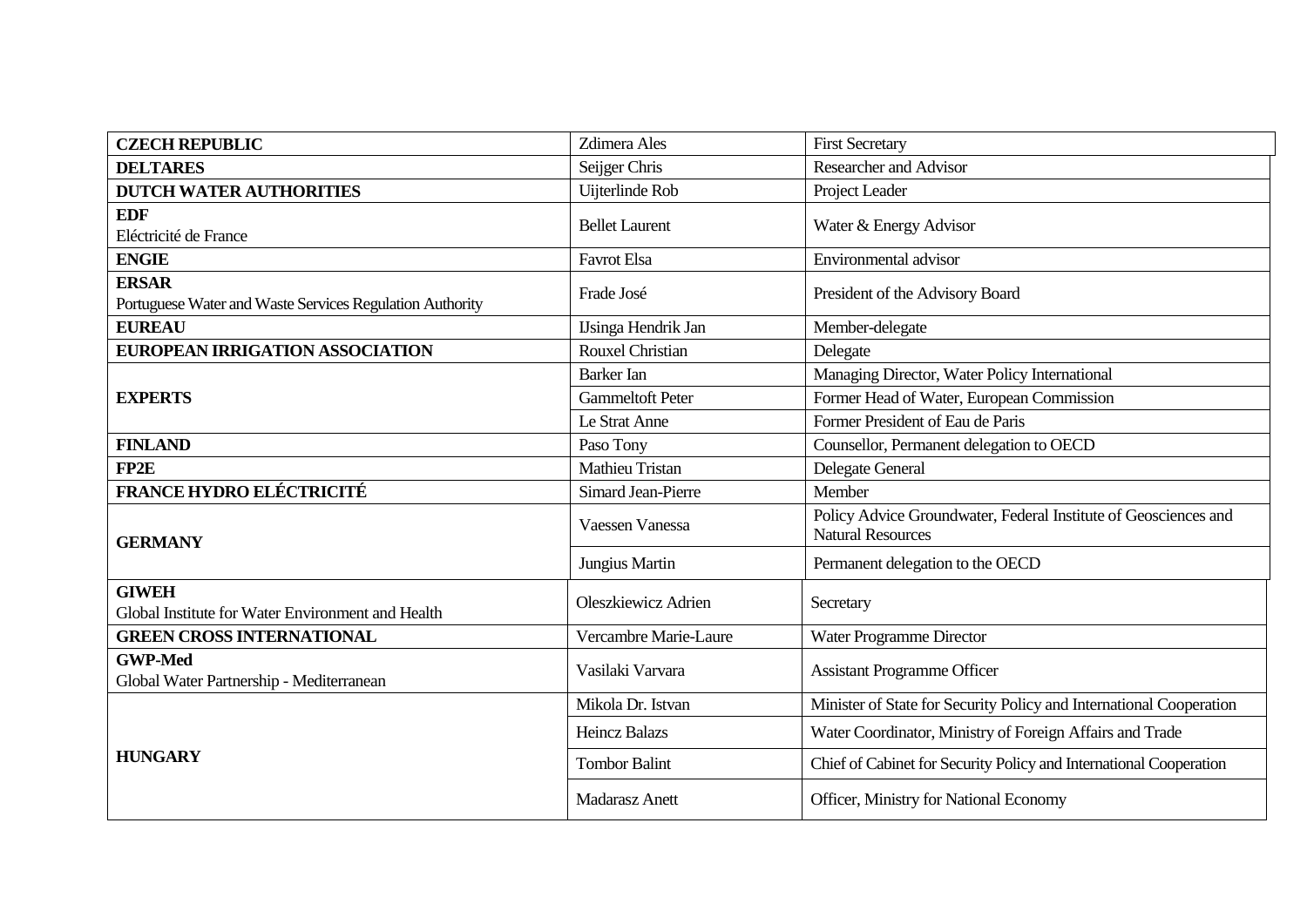| | | |
|---|---|---|
| **CZECH REPUBLIC** | Zdimera Ales | First Secretary |
| **DELTARES** | Seijger Chris | Researcher and Advisor |
| **DUTCH WATER AUTHORITIES** | Uijterlinde Rob | Project Leader |
| **EDF**<br>Eléctricité de France | Bellet Laurent | Water & Energy Advisor |
| **ENGIE** | Favrot Elsa | Environmental advisor |
| **ERSAR**<br>Portuguese Water and Waste Services Regulation Authority | Frade José | President of the Advisory Board |
| **EUREAU** | IJsinga Hendrik Jan | Member-delegate |
| **EUROPEAN IRRIGATION ASSOCIATION** | Rouxel Christian | Delegate |
| **EXPERTS** | Barker Ian | Managing Director, Water Policy International |
| | Gammeltoft Peter | Former Head of Water, European Commission |
| | Le Strat Anne | Former President of Eau de Paris |
| **FINLAND** | Paso Tony | Counsellor, Permanent delegation to OECD |
| **FP2E** | Mathieu Tristan | Delegate General |
| **FRANCE HYDRO ELÉCTRICITÉ** | Simard Jean-Pierre | Member |
| **GERMANY** | Vaessen Vanessa | Policy Advice Groundwater, Federal Institute of Geosciences and Natural Resources |
| | Jungius Martin | Permanent delegation to the OECD |
| **GIWEH**<br>Global Institute for Water Environment and Health | Oleszkiewicz Adrien | Secretary |
| **GREEN CROSS INTERNATIONAL** | Vercambre Marie-Laure | Water Programme Director |
| **GWP-Med**<br>Global Water Partnership - Mediterranean | Vasilaki Varvara | Assistant Programme Officer |
| **HUNGARY** | Mikola Dr. Istvan | Minister of State for Security Policy and International Cooperation |
| | Heincz Balazs | Water Coordinator, Ministry of Foreign Affairs and Trade |
| | Tombor Balint | Chief of Cabinet for Security Policy and International Cooperation |
| | Madarasz Anett | Officer, Ministry for National Economy |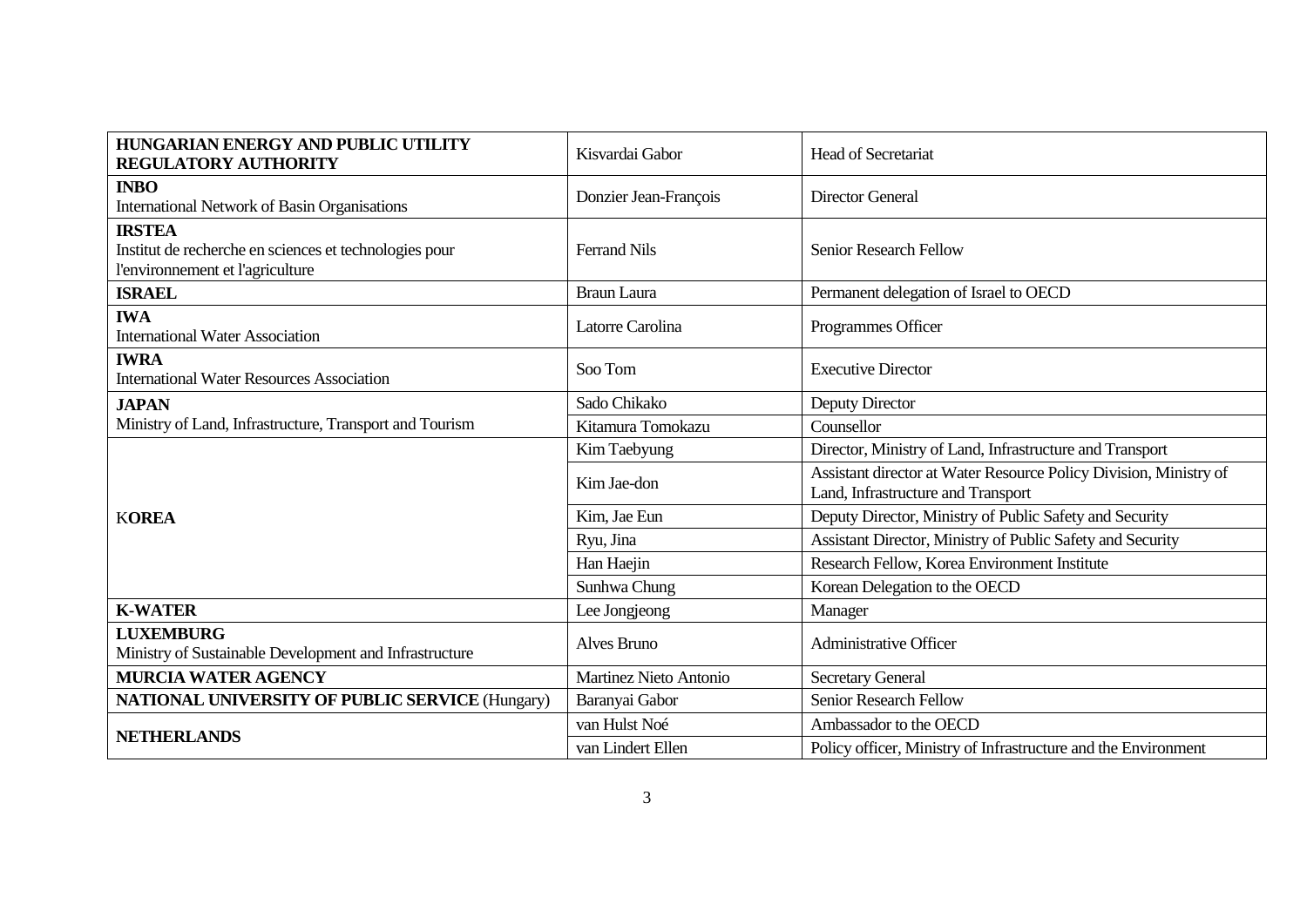| | | |
|---|---|---|
| **HUNGARIAN ENERGY AND PUBLIC UTILITY REGULATORY AUTHORITY** | Kisvardai Gabor | Head of Secretariat |
| **INBO** International Network of Basin Organisations | Donzier Jean-François | Director General |
| **IRSTEA** Institut de recherche en sciences et technologies pour l'environnement et l'agriculture | Ferrand Nils | Senior Research Fellow |
| **ISRAEL** | Braun Laura | Permanent delegation of Israel to OECD |
| **IWA** International Water Association | Latorre Carolina | Programmes Officer |
| **IWRA** International Water Resources Association | Soo Tom | Executive Director |
| **JAPAN** Ministry of Land, Infrastructure, Transport and Tourism | Sado Chikako | Deputy Director |
| | Kitamura Tomokazu | Counsellor |
| K**OREA** | Kim Taebyung | Director, Ministry of Land, Infrastructure and Transport |
| | Kim Jae-don | Assistant director at Water Resource Policy Division, Ministry of Land, Infrastructure and Transport |
| | Kim, Jae Eun | Deputy Director, Ministry of Public Safety and Security |
| | Ryu, Jina | Assistant Director, Ministry of Public Safety and Security |
| | Han Haejin | Research Fellow, Korea Environment Institute |
| | Sunhwa Chung | Korean Delegation to the OECD |
| **K-WATER** | Lee Jongjeong | Manager |
| **LUXEMBURG** Ministry of Sustainable Development and Infrastructure | Alves Bruno | Administrative Officer |
| **MURCIA WATER AGENCY** | Martinez Nieto Antonio | Secretary General |
| **NATIONAL UNIVERSITY OF PUBLIC SERVICE** (Hungary) | Baranyai Gabor | Senior Research Fellow |
| **NETHERLANDS** | van Hulst Noé | Ambassador to the OECD |
| | van Lindert Ellen | Policy officer, Ministry of Infrastructure and the Environment |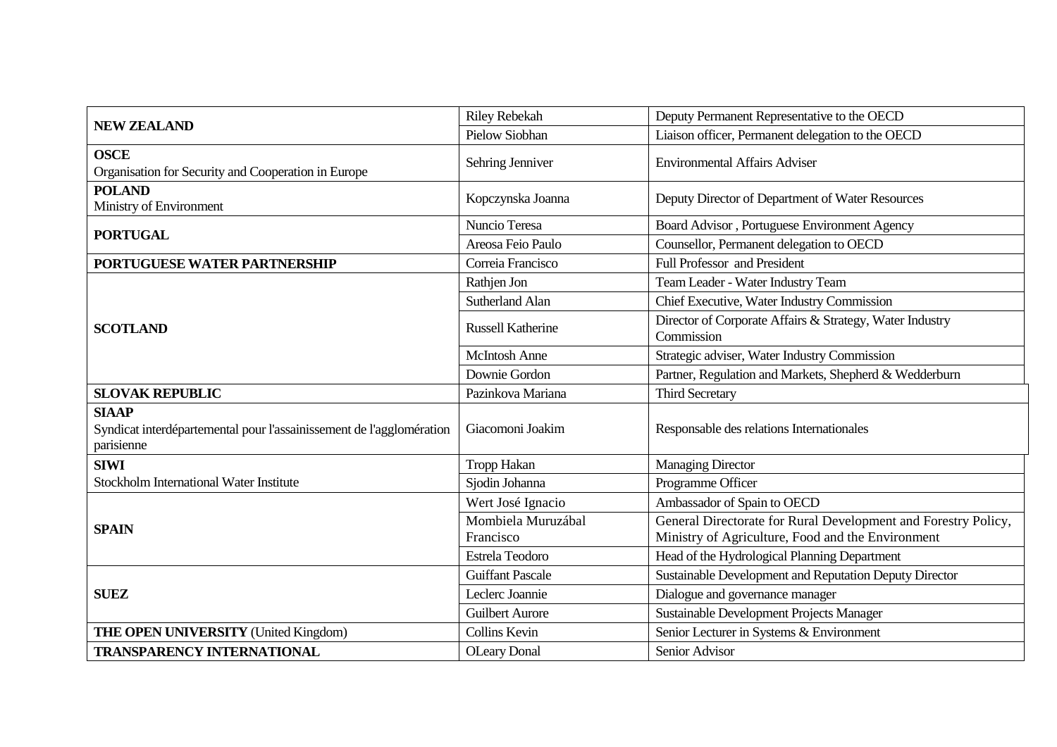| | | |
|---|---|---|
| **NEW ZEALAND** | Riley Rebekah | Deputy Permanent Representative to the OECD |
| | Pielow Siobhan | Liaison officer, Permanent delegation to the OECD |
| **OSCE** Organisation for Security and Cooperation in Europe | Sehring Jenniver | Environmental Affairs Adviser |
| **POLAND** Ministry of Environment | Kopczynska Joanna | Deputy Director of Department of Water Resources |
| **PORTUGAL** | Nuncio Teresa | Board Advisor , Portuguese Environment Agency |
| | Areosa Feio Paulo | Counsellor, Permanent delegation to OECD |
| **PORTUGUESE WATER PARTNERSHIP** | Correia Francisco | Full Professor and President |
| **SCOTLAND** | Rathjen Jon | Team Leader - Water Industry Team |
| | Sutherland Alan | Chief Executive, Water Industry Commission |
| | Russell Katherine | Director of Corporate Affairs & Strategy, Water Industry Commission |
| | McIntosh Anne | Strategic adviser, Water Industry Commission |
| | Downie Gordon | Partner, Regulation and Markets, Shepherd & Wedderburn |
| **SLOVAK REPUBLIC** | Pazinkova Mariana | Third Secretary |
| **SIAAP** Syndicat interdépartemental pour l'assainissement de l'agglomération parisienne | Giacomoni Joakim | Responsable des relations Internationales |
| **SIWI** Stockholm International Water Institute | Tropp Hakan | Managing Director |
| | Sjodin Johanna | Programme Officer |
| **SPAIN** | Wert José Ignacio | Ambassador of Spain to OECD |
| | Mombiela Muruzábal Francisco | General Directorate for Rural Development and Forestry Policy, Ministry of Agriculture, Food and the Environment |
| | Estrela Teodoro | Head of the Hydrological Planning Department |
| **SUEZ** | Guiffant Pascale | Sustainable Development and Reputation Deputy Director |
| | Leclerc Joannie | Dialogue and governance manager |
| | Guilbert Aurore | Sustainable Development Projects Manager |
| **THE OPEN UNIVERSITY** (United Kingdom) | Collins Kevin | Senior Lecturer in Systems & Environment |
| **TRANSPARENCY INTERNATIONAL** | OLeary Donal | Senior Advisor |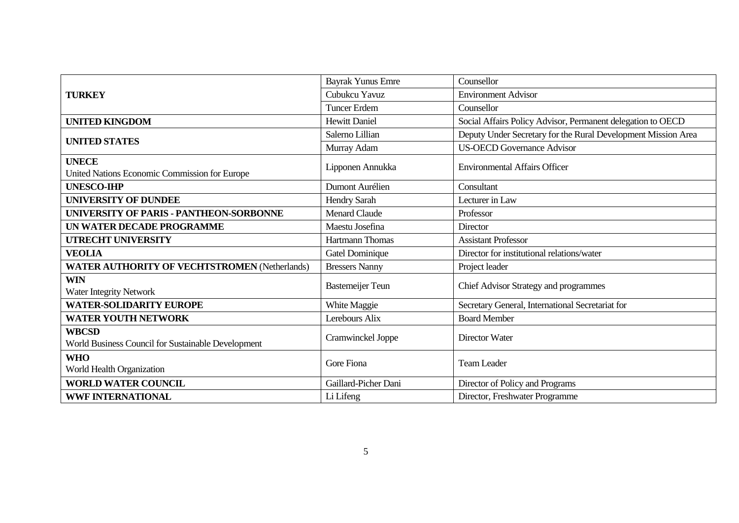| | | |
|---|---|---|
| **TURKEY** | Bayrak Yunus Emre | Counsellor |
| | Cubukcu Yavuz | Environment Advisor |
| | Tuncer Erdem | Counsellor |
| **UNITED KINGDOM** | Hewitt Daniel | Social Affairs Policy Advisor, Permanent delegation to OECD |
| **UNITED STATES** | Salerno Lillian | Deputy Under Secretary for the Rural Development Mission Area |
| | Murray Adam | US-OECD Governance Advisor |
| **UNECE**<br>United Nations Economic Commission for Europe | Lipponen Annukka | Environmental Affairs Officer |
| **UNESCO-IHP** | Dumont Aurélien | Consultant |
| **UNIVERSITY OF DUNDEE** | Hendry Sarah | Lecturer in Law |
| **UNIVERSITY OF PARIS - PANTHEON-SORBONNE** | Menard Claude | Professor |
| **UN WATER DECADE PROGRAMME** | Maestu Josefina | Director |
| **UTRECHT UNIVERSITY** | Hartmann Thomas | Assistant Professor |
| **VEOLIA** | Gatel Dominique | Director for institutional relations/water |
| **WATER AUTHORITY OF VECHTSTROMEN** (Netherlands) | Bressers Nanny | Project leader |
| **WIN**<br>Water Integrity Network | Bastemeijer Teun | Chief Advisor Strategy and programmes |
| **WATER-SOLIDARITY EUROPE** | White Maggie | Secretary General, International Secretariat for |
| **WATER YOUTH NETWORK** | Lerebours Alix | Board Member |
| **WBCSD**<br>World Business Council for Sustainable Development | Cramwinckel Joppe | Director Water |
| **WHO**<br>World Health Organization | Gore Fiona | Team Leader |
| **WORLD WATER COUNCIL** | Gaillard-Picher Dani | Director of Policy and Programs |
| **WWF INTERNATIONAL** | Li Lifeng | Director, Freshwater Programme |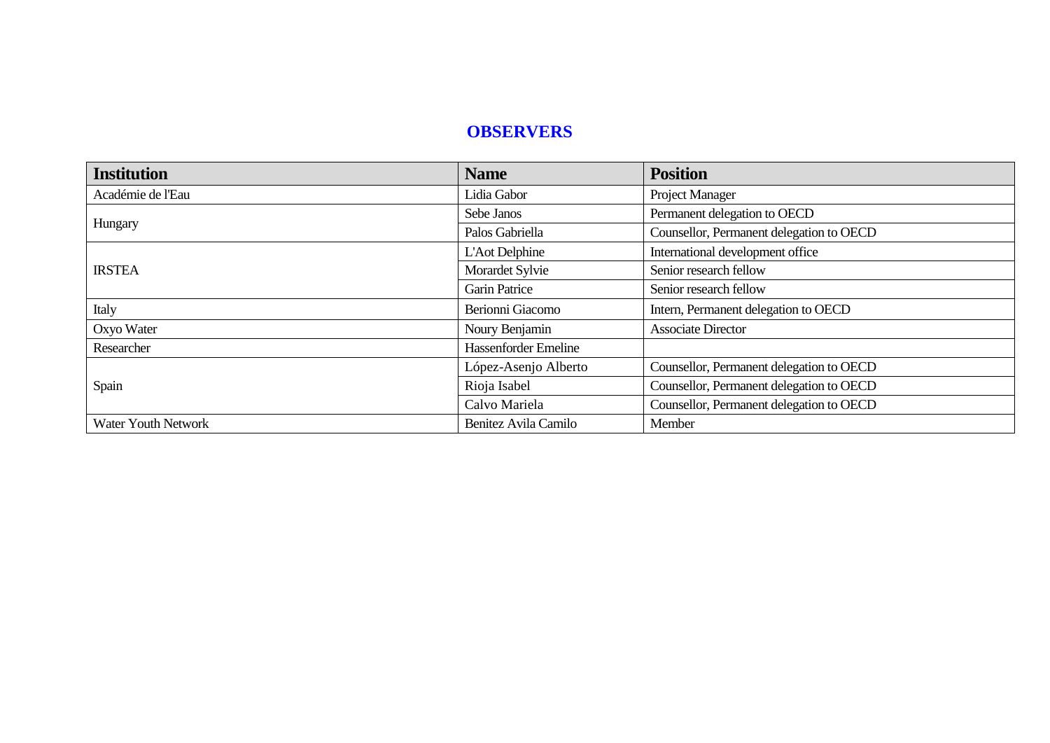## OBSERVERS

| Institution | Name | Position |
|---|---|---|
| Académie de l'Eau | Lidia Gabor | Project Manager |
| Hungary | Sebe Janos | Permanent delegation to OECD |
| | Palos Gabriella | Counsellor, Permanent delegation to OECD |
| IRSTEA | L'Aot Delphine | International development office |
| | Morardet Sylvie | Senior research fellow |
| | Garin Patrice | Senior research fellow |
| Italy | Berionni Giacomo | Intern, Permanent delegation to OECD |
| Oxyo Water | Noury Benjamin | Associate Director |
| Researcher | Hassenforder Emeline | |
| Spain | López-Asenjo Alberto | Counsellor, Permanent delegation to OECD |
| | Rioja Isabel | Counsellor, Permanent delegation to OECD |
| | Calvo Mariela | Counsellor, Permanent delegation to OECD |
| Water Youth Network | Benitez Avila Camilo | Member |